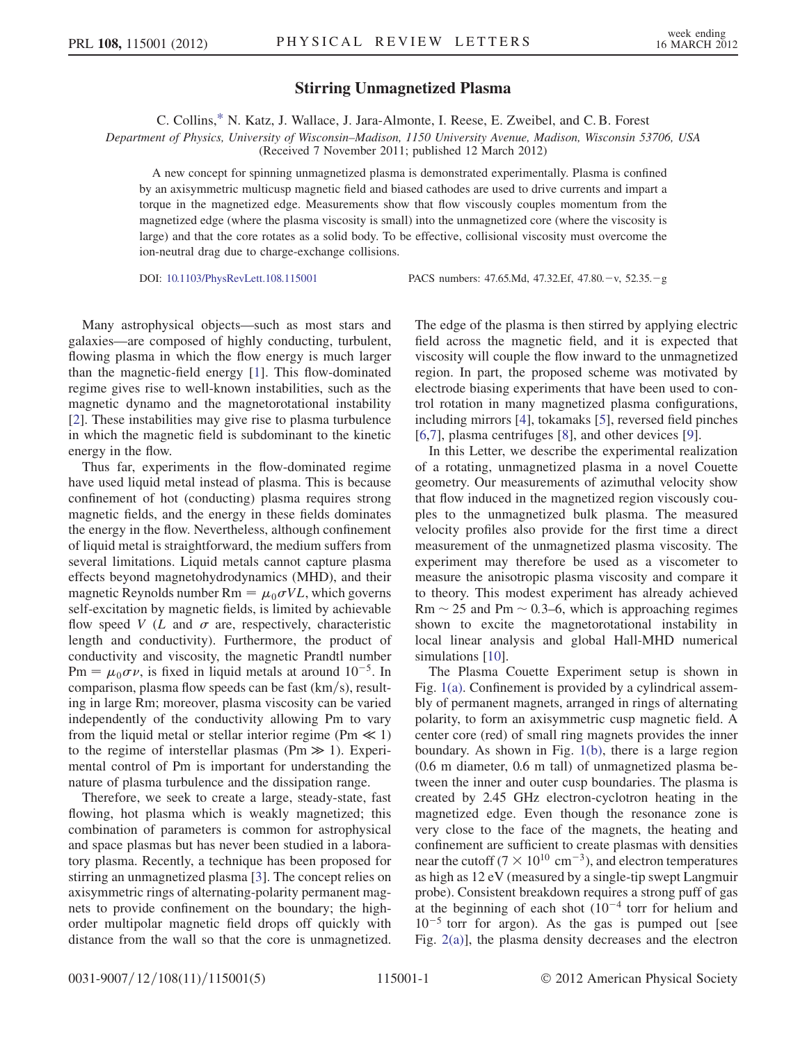# Stirring Unmagnetized Plasma

C. Collins,* N. Katz, J. Wallace, J. Jara-Almonte, I. Reese, E. Zweibel, and C. B. Forest

*Department of Physics, University of Wisconsin–Madison, 1150 University Avenue, Madison, Wisconsin 53706, USA*

(Received 7 November 2011; published 12 March 2012)

A new concept for spinning unmagnetized plasma is demonstrated experimentally. Plasma is confined by an axisymmetric multicusp magnetic field and biased cathodes are used to drive currents and impart a torque in the magnetized edge. Measurements show that flow viscously couples momentum from the magnetized edge (where the plasma viscosity is small) into the unmagnetized core (where the viscosity is large) and that the core rotates as a solid body. To be effective, collisional viscosity must overcome the ion-neutral drag due to charge-exchange collisions.

DOI: 10.1103/PhysRevLett.108.115001 PACS numbers: 47.65.Md, 47.32.Ef, 47.80.−v, 52.35.−g

Many astrophysical objects—such as most stars and galaxies—are composed of highly conducting, turbulent, flowing plasma in which the flow energy is much larger than the magnetic-field energy [1]. This flow-dominated regime gives rise to well-known instabilities, such as the magnetic dynamo and the magnetorotational instability [2]. These instabilities may give rise to plasma turbulence in which the magnetic field is subdominant to the kinetic energy in the flow.

Thus far, experiments in the flow-dominated regime have used liquid metal instead of plasma. This is because confinement of hot (conducting) plasma requires strong magnetic fields, and the energy in these fields dominates the energy in the flow. Nevertheless, although confinement of liquid metal is straightforward, the medium suffers from several limitations. Liquid metals cannot capture plasma effects beyond magnetohydrodynamics (MHD), and their magnetic Reynolds number $\mathrm{Rm} = \mu_0 \sigma V L$, which governs self-excitation by magnetic fields, is limited by achievable flow speed $V$ ($L$ and $\sigma$ are, respectively, characteristic length and conductivity). Furthermore, the product of conductivity and viscosity, the magnetic Prandtl number $\mathrm{Pm} = \mu_0 \sigma \nu$, is fixed in liquid metals at around $10^{-5}$. In comparison, plasma flow speeds can be fast (km/s), resulting in large Rm; moreover, plasma viscosity can be varied independently of the conductivity allowing Pm to vary from the liquid metal or stellar interior regime ($\mathrm{Pm} \ll 1$) to the regime of interstellar plasmas ($\mathrm{Pm} \gg 1$). Experimental control of Pm is important for understanding the nature of plasma turbulence and the dissipation range.

Therefore, we seek to create a large, steady-state, fast flowing, hot plasma which is weakly magnetized; this combination of parameters is common for astrophysical and space plasmas but has never been studied in a laboratory plasma. Recently, a technique has been proposed for stirring an unmagnetized plasma [3]. The concept relies on axisymmetric rings of alternating-polarity permanent magnets to provide confinement on the boundary; the high-order multipolar magnetic field drops off quickly with distance from the wall so that the core is unmagnetized. The edge of the plasma is then stirred by applying electric field across the magnetic field, and it is expected that viscosity will couple the flow inward to the unmagnetized region. In part, the proposed scheme was motivated by electrode biasing experiments that have been used to control rotation in many magnetized plasma configurations, including mirrors [4], tokamaks [5], reversed field pinches [6,7], plasma centrifuges [8], and other devices [9].

In this Letter, we describe the experimental realization of a rotating, unmagnetized plasma in a novel Couette geometry. Our measurements of azimuthal velocity show that flow induced in the magnetized region viscously couples to the unmagnetized bulk plasma. The measured velocity profiles also provide for the first time a direct measurement of the unmagnetized plasma viscosity. The experiment may therefore be used as a viscometer to measure the anisotropic plasma viscosity and compare it to theory. This modest experiment has already achieved $\mathrm{Rm} \sim 25$ and $\mathrm{Pm} \sim 0.3$–6, which is approaching regimes shown to excite the magnetorotational instability in local linear analysis and global Hall-MHD numerical simulations [10].

The Plasma Couette Experiment setup is shown in Fig. 1(a). Confinement is provided by a cylindrical assembly of permanent magnets, arranged in rings of alternating polarity, to form an axisymmetric cusp magnetic field. A center core (red) of small ring magnets provides the inner boundary. As shown in Fig. 1(b), there is a large region (0.6 m diameter, 0.6 m tall) of unmagnetized plasma between the inner and outer cusp boundaries. The plasma is created by 2.45 GHz electron-cyclotron heating in the magnetized edge. Even though the resonance zone is very close to the face of the magnets, the heating and confinement are sufficient to create plasmas with densities near the cutoff ($7 \times 10^{10}$ cm$^{-3}$), and electron temperatures as high as 12 eV (measured by a single-tip swept Langmuir probe). Consistent breakdown requires a strong puff of gas at the beginning of each shot ($10^{-4}$ torr for helium and $10^{-5}$ torr for argon). As the gas is pumped out [see Fig. 2(a)], the plasma density decreases and the electron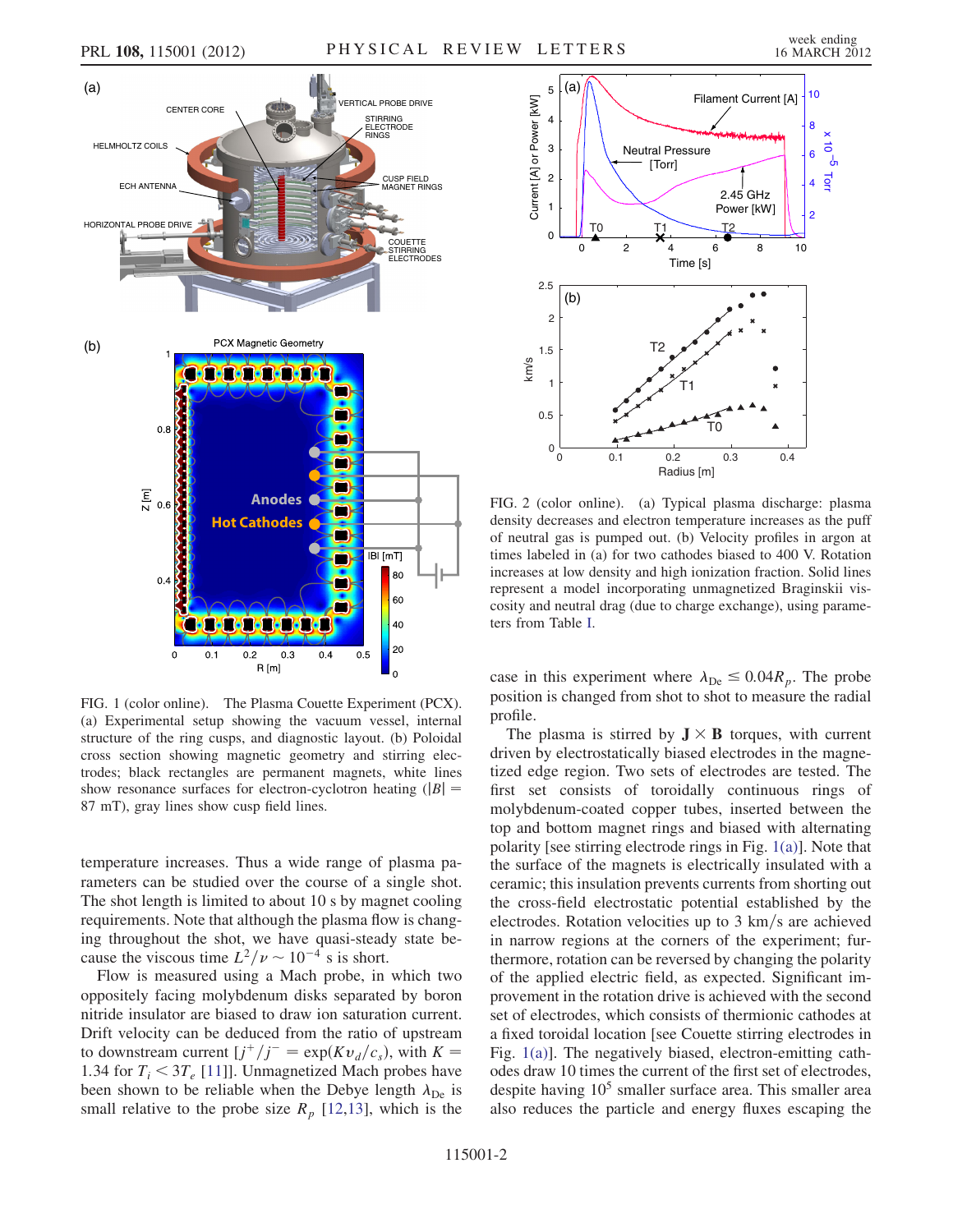FIG. 1 (color online). The Plasma Couette Experiment (PCX). (a) Experimental setup showing the vacuum vessel, internal structure of the ring cusps, and diagnostic layout. (b) Poloidal cross section showing magnetic geometry and stirring electrodes; black rectangles are permanent magnets, white lines show resonance surfaces for electron-cyclotron heating ($|B| = 87$ mT), gray lines show cusp field lines.

temperature increases. Thus a wide range of plasma parameters can be studied over the course of a single shot. The shot length is limited to about 10 s by magnet cooling requirements. Note that although the plasma flow is changing throughout the shot, we have quasi-steady state because the viscous time $L^2/\nu \sim 10^{-4}$ s is short.

Flow is measured using a Mach probe, in which two oppositely facing molybdenum disks separated by boron nitride insulator are biased to draw ion saturation current. Drift velocity can be deduced from the ratio of upstream to downstream current [$j^+/j^- = \exp(Kv_d/c_s)$, with $K = 1.34$ for $T_i < 3T_e$ [11]]. Unmagnetized Mach probes have been shown to be reliable when the Debye length $\lambda_{De}$ is small relative to the probe size $R_p$ [12,13], which is the case in this experiment where $\lambda_{De} \leq 0.04R_p$. The probe position is changed from shot to shot to measure the radial profile.

FIG. 2 (color online). (a) Typical plasma discharge: plasma density decreases and electron temperature increases as the puff of neutral gas is pumped out. (b) Velocity profiles in argon at times labeled in (a) for two cathodes biased to 400 V. Rotation increases at low density and high ionization fraction. Solid lines represent a model incorporating unmagnetized Braginskii viscosity and neutral drag (due to charge exchange), using parameters from Table I.

The plasma is stirred by $\mathbf{J} \times \mathbf{B}$ torques, with current driven by electrostatically biased electrodes in the magnetized edge region. Two sets of electrodes are tested. The first set consists of toroidally continuous rings of molybdenum-coated copper tubes, inserted between the top and bottom magnet rings and biased with alternating polarity [see stirring electrode rings in Fig. 1(a)]. Note that the surface of the magnets is electrically insulated with a ceramic; this insulation prevents currents from shorting out the cross-field electrostatic potential established by the electrodes. Rotation velocities up to 3 km/s are achieved in narrow regions at the corners of the experiment; furthermore, rotation can be reversed by changing the polarity of the applied electric field, as expected. Significant improvement in the rotation drive is achieved with the second set of electrodes, which consists of thermionic cathodes at a fixed toroidal location [see Couette stirring electrodes in Fig. 1(a)]. The negatively biased, electron-emitting cathodes draw 10 times the current of the first set of electrodes, despite having $10^5$ smaller surface area. This smaller area also reduces the particle and energy fluxes escaping the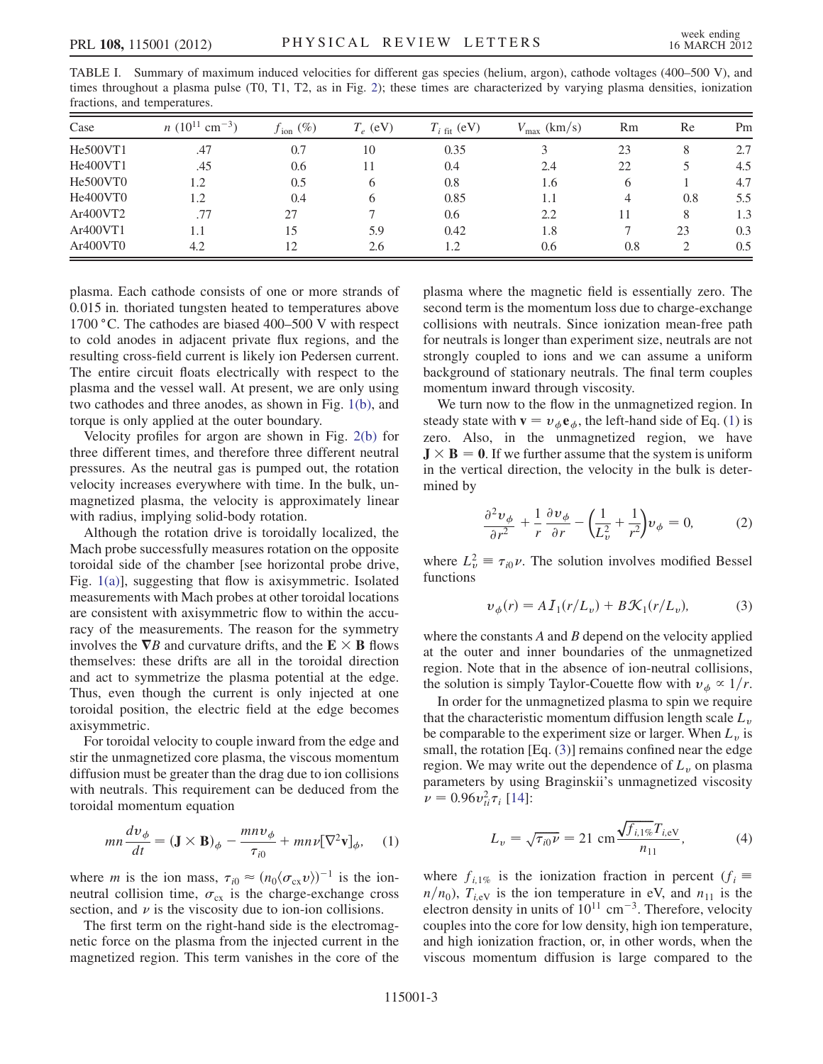TABLE I. Summary of maximum induced velocities for different gas species (helium, argon), cathode voltages (400–500 V), and times throughout a plasma pulse (T0, T1, T2, as in Fig. 2); these times are characterized by varying plasma densities, ionization fractions, and temperatures.

| Case | $n$ ($10^{11}$ cm$^{-3}$) | $f_{\rm ion}$ (%) | $T_e$ (eV) | $T_{i\ \rm fit}$ (eV) | $V_{\rm max}$ (km/s) | Rm | Re | Pm |
|---|---|---|---|---|---|---|---|---|
| He500VT1 | .47 | 0.7 | 10 | 0.35 | 3 | 23 | 8 | 2.7 |
| He400VT1 | .45 | 0.6 | 11 | 0.4 | 2.4 | 22 | 5 | 4.5 |
| He500VT0 | 1.2 | 0.5 | 6 | 0.8 | 1.6 | 6 | 1 | 4.7 |
| He400VT0 | 1.2 | 0.4 | 6 | 0.85 | 1.1 | 4 | 0.8 | 5.5 |
| Ar400VT2 | .77 | 27 | 7 | 0.6 | 2.2 | 11 | 8 | 1.3 |
| Ar400VT1 | 1.1 | 15 | 5.9 | 0.42 | 1.8 | 7 | 23 | 0.3 |
| Ar400VT0 | 4.2 | 12 | 2.6 | 1.2 | 0.6 | 0.8 | 2 | 0.5 |

plasma. Each cathode consists of one or more strands of 0.015 in. thoriated tungsten heated to temperatures above 1700 °C. The cathodes are biased 400–500 V with respect to cold anodes in adjacent private flux regions, and the resulting cross-field current is likely ion Pedersen current. The entire circuit floats electrically with respect to the plasma and the vessel wall. At present, we are only using two cathodes and three anodes, as shown in Fig. 1(b), and torque is only applied at the outer boundary.

Velocity profiles for argon are shown in Fig. 2(b) for three different times, and therefore three different neutral pressures. As the neutral gas is pumped out, the rotation velocity increases everywhere with time. In the bulk, unmagnetized plasma, the velocity is approximately linear with radius, implying solid-body rotation.

Although the rotation drive is toroidally localized, the Mach probe successfully measures rotation on the opposite toroidal side of the chamber [see horizontal probe drive, Fig. 1(a)], suggesting that flow is axisymmetric. Isolated measurements with Mach probes at other toroidal locations are consistent with axisymmetric flow to within the accuracy of the measurements. The reason for the symmetry involves the $\nabla B$ and curvature drifts, and the $\mathbf{E}\times\mathbf{B}$ flows themselves: these drifts are all in the toroidal direction and act to symmetrize the plasma potential at the edge. Thus, even though the current is only injected at one toroidal position, the electric field at the edge becomes axisymmetric.

For toroidal velocity to couple inward from the edge and stir the unmagnetized core plasma, the viscous momentum diffusion must be greater than the drag due to ion collisions with neutrals. This requirement can be deduced from the toroidal momentum equation

$$mn\frac{dv_\phi}{dt} = (\mathbf{J}\times\mathbf{B})_\phi - \frac{mnv_\phi}{\tau_{i0}} + mn\nu[\nabla^2\mathbf{v}]_\phi, \quad (1)$$

where $m$ is the ion mass, $\tau_{i0} \approx (n_0\langle\sigma_{\rm cx}v\rangle)^{-1}$ is the ion-neutral collision time, $\sigma_{\rm cx}$ is the charge-exchange cross section, and $\nu$ is the viscosity due to ion-ion collisions.

The first term on the right-hand side is the electromagnetic force on the plasma from the injected current in the magnetized region. This term vanishes in the core of the plasma where the magnetic field is essentially zero. The second term is the momentum loss due to charge-exchange collisions with neutrals. Since ionization mean-free path for neutrals is longer than experiment size, neutrals are not strongly coupled to ions and we can assume a uniform background of stationary neutrals. The final term couples momentum inward through viscosity.

We turn now to the flow in the unmagnetized region. In steady state with $\mathbf{v} = v_\phi\mathbf{e}_\phi$, the left-hand side of Eq. (1) is zero. Also, in the unmagnetized region, we have $\mathbf{J}\times\mathbf{B} = \mathbf{0}$. If we further assume that the system is uniform in the vertical direction, the velocity in the bulk is determined by

$$\frac{\partial^2 v_\phi}{\partial r^2} + \frac{1}{r}\frac{\partial v_\phi}{\partial r} - \left(\frac{1}{L_v^2} + \frac{1}{r^2}\right)v_\phi = 0, \quad (2)$$

where $L_v^2 \equiv \tau_{i0}\nu$. The solution involves modified Bessel functions

$$v_\phi(r) = A\mathcal{I}_1(r/L_v) + B\mathcal{K}_1(r/L_v), \quad (3)$$

where the constants $A$ and $B$ depend on the velocity applied at the outer and inner boundaries of the unmagnetized region. Note that in the absence of ion-neutral collisions, the solution is simply Taylor-Couette flow with $v_\phi \propto 1/r$.

In order for the unmagnetized plasma to spin we require that the characteristic momentum diffusion length scale $L_v$ be comparable to the experiment size or larger. When $L_v$ is small, the rotation [Eq. (3)] remains confined near the edge region. We may write out the dependence of $L_v$ on plasma parameters by using Braginskii's unmagnetized viscosity $\nu = 0.96v_{ti}^2\tau_i$ [14]:

$$L_v = \sqrt{\tau_{i0}\nu} = 21\ \text{cm}\frac{\sqrt{f_{i,1\%}}T_{i,\text{eV}}}{n_{11}}, \quad (4)$$

where $f_{i,1\%}$ is the ionization fraction in percent ($f_i \equiv n/n_0$), $T_{i,\text{eV}}$ is the ion temperature in eV, and $n_{11}$ is the electron density in units of $10^{11}$ cm$^{-3}$. Therefore, velocity couples into the core for low density, high ion temperature, and high ionization fraction, or, in other words, when the viscous momentum diffusion is large compared to the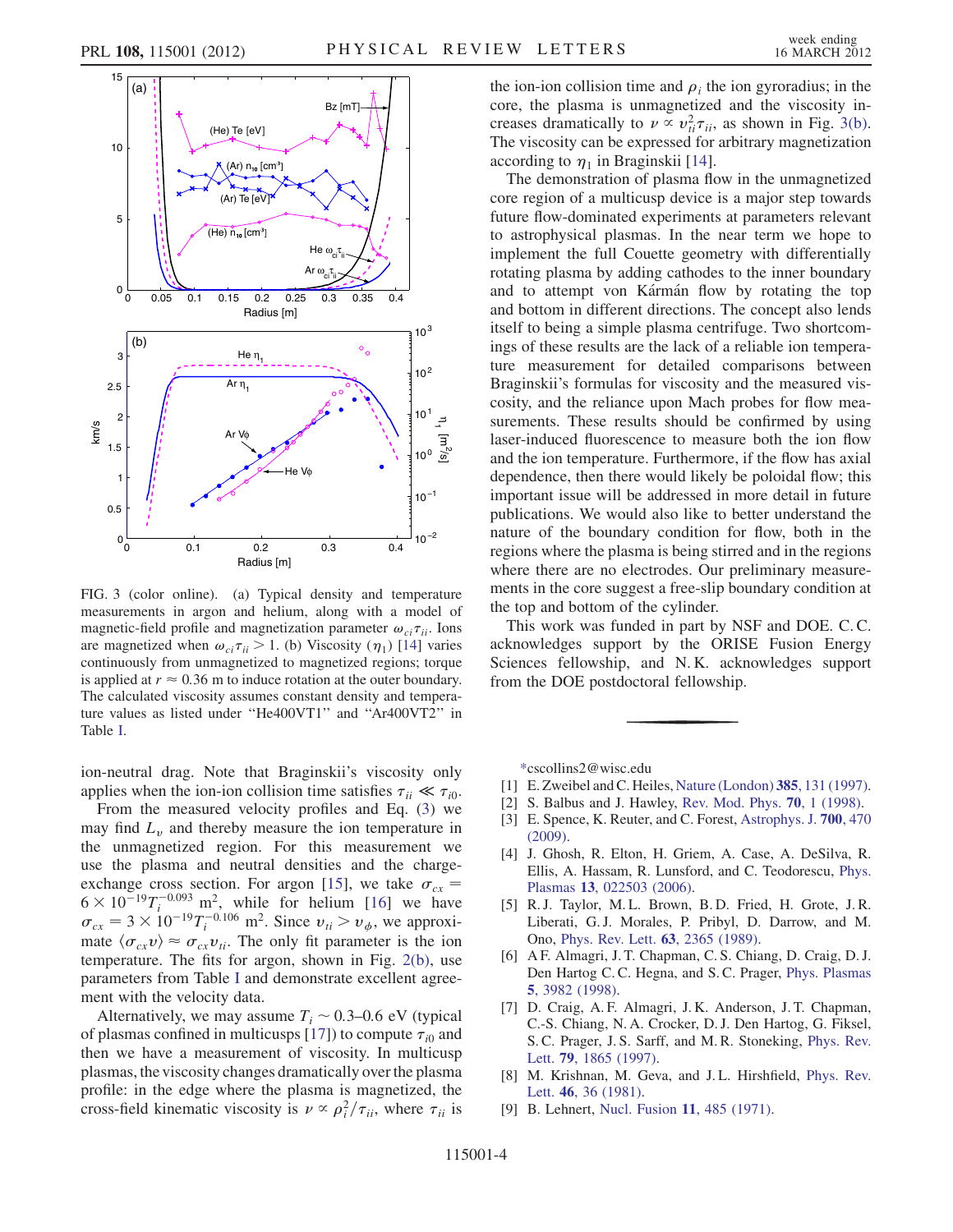FIG. 3 (color online). (a) Typical density and temperature measurements in argon and helium, along with a model of magnetic-field profile and magnetization parameter $\omega_{ci}\tau_{ii}$. Ions are magnetized when $\omega_{ci}\tau_{ii} > 1$. (b) Viscosity ($\eta_1$) [14] varies continuously from unmagnetized to magnetized regions; torque is applied at $r \approx 0.36$ m to induce rotation at the outer boundary. The calculated viscosity assumes constant density and temperature values as listed under "He400VT1" and "Ar400VT2" in Table I.

ion-neutral drag. Note that Braginskii's viscosity only applies when the ion-ion collision time satisfies $\tau_{ii} \ll \tau_{i0}$.

From the measured velocity profiles and Eq. (3) we may find $L_v$ and thereby measure the ion temperature in the unmagnetized region. For this measurement we use the plasma and neutral densities and the charge-exchange cross section. For argon [15], we take $\sigma_{cx} = 6 \times 10^{-19} T_i^{-0.093}$ m$^2$, while for helium [16] we have $\sigma_{cx} = 3 \times 10^{-19} T_i^{-0.106}$ m$^2$. Since $v_{ti} > v_\phi$, we approximate $\langle \sigma_{cx} v \rangle \approx \sigma_{cx} v_{ti}$. The only fit parameter is the ion temperature. The fits for argon, shown in Fig. 2(b), use parameters from Table I and demonstrate excellent agreement with the velocity data.

Alternatively, we may assume $T_i \sim 0.3$–$0.6$ eV (typical of plasmas confined in multicusps [17]) to compute $\tau_{i0}$ and then we have a measurement of viscosity. In multicusp plasmas, the viscosity changes dramatically over the plasma profile: in the edge where the plasma is magnetized, the cross-field kinematic viscosity is $\nu \propto \rho_i^2/\tau_{ii}$, where $\tau_{ii}$ is the ion-ion collision time and $\rho_i$ the ion gyroradius; in the core, the plasma is unmagnetized and the viscosity increases dramatically to $\nu \propto v_{ti}^2 \tau_{ii}$, as shown in Fig. 3(b). The viscosity can be expressed for arbitrary magnetization according to $\eta_1$ in Braginskii [14].

The demonstration of plasma flow in the unmagnetized core region of a multicusp device is a major step towards future flow-dominated experiments at parameters relevant to astrophysical plasmas. In the near term we hope to implement the full Couette geometry with differentially rotating plasma by adding cathodes to the inner boundary and to attempt von Kármán flow by rotating the top and bottom in different directions. The concept also lends itself to being a simple plasma centrifuge. Two shortcomings of these results are the lack of a reliable ion temperature measurement for detailed comparisons between Braginskii's formulas for viscosity and the measured viscosity, and the reliance upon Mach probes for flow measurements. These results should be confirmed by using laser-induced fluorescence to measure both the ion flow and the ion temperature. Furthermore, if the flow has axial dependence, then there would likely be poloidal flow; this important issue will be addressed in more detail in future publications. We would also like to better understand the nature of the boundary condition for flow, both in the regions where the plasma is being stirred and in the regions where there are no electrodes. Our preliminary measurements in the core suggest a free-slip boundary condition at the top and bottom of the cylinder.

This work was funded in part by NSF and DOE. C. C. acknowledges support by the ORISE Fusion Energy Sciences fellowship, and N. K. acknowledges support from the DOE postdoctoral fellowship.

*cscollins2@wisc.edu

[1] E. Zweibel and C. Heiles, Nature (London) **385**, 131 (1997).
[2] S. Balbus and J. Hawley, Rev. Mod. Phys. **70**, 1 (1998).
[3] E. Spence, K. Reuter, and C. Forest, Astrophys. J. **700**, 470 (2009).
[4] J. Ghosh, R. Elton, H. Griem, A. Case, A. DeSilva, R. Ellis, A. Hassam, R. Lunsford, and C. Teodorescu, Phys. Plasmas **13**, 022503 (2006).
[5] R. J. Taylor, M. L. Brown, B. D. Fried, H. Grote, J. R. Liberati, G. J. Morales, P. Pribyl, D. Darrow, and M. Ono, Phys. Rev. Lett. **63**, 2365 (1989).
[6] A F. Almagri, J. T. Chapman, C. S. Chiang, D. Craig, D. J. Den Hartog C. C. Hegna, and S. C. Prager, Phys. Plasmas **5**, 3982 (1998).
[7] D. Craig, A. F. Almagri, J. K. Anderson, J. T. Chapman, C.-S. Chiang, N. A. Crocker, D. J. Den Hartog, G. Fiksel, S. C. Prager, J. S. Sarff, and M. R. Stoneking, Phys. Rev. Lett. **79**, 1865 (1997).
[8] M. Krishnan, M. Geva, and J. L. Hirshfield, Phys. Rev. Lett. **46**, 36 (1981).
[9] B. Lehnert, Nucl. Fusion **11**, 485 (1971).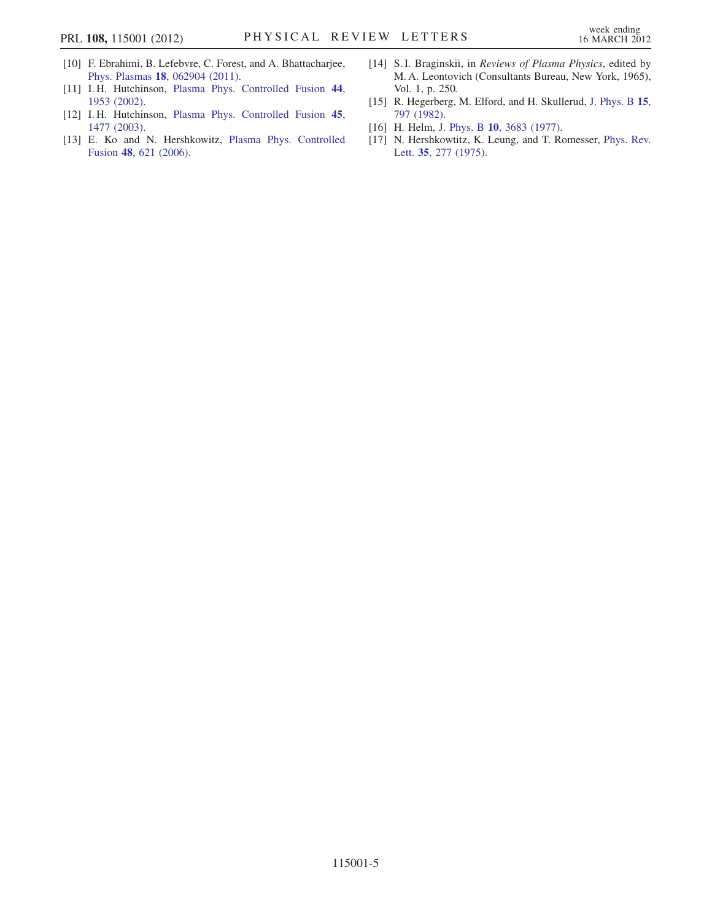[10] F. Ebrahimi, B. Lefebvre, C. Forest, and A. Bhattacharjee, Phys. Plasmas **18**, 062904 (2011).

[11] I. H. Hutchinson, Plasma Phys. Controlled Fusion **44**, 1953 (2002).

[12] I. H. Hutchinson, Plasma Phys. Controlled Fusion **45**, 1477 (2003).

[13] E. Ko and N. Hershkowitz, Plasma Phys. Controlled Fusion **48**, 621 (2006).

[14] S. I. Braginskii, in *Reviews of Plasma Physics*, edited by M. A. Leontovich (Consultants Bureau, New York, 1965), Vol. 1, p. 250.

[15] R. Hegerberg, M. Elford, and H. Skullerud, J. Phys. B **15**, 797 (1982).

[16] H. Helm, J. Phys. B **10**, 3683 (1977).

[17] N. Hershkowtitz, K. Leung, and T. Romesser, Phys. Rev. Lett. **35**, 277 (1975).